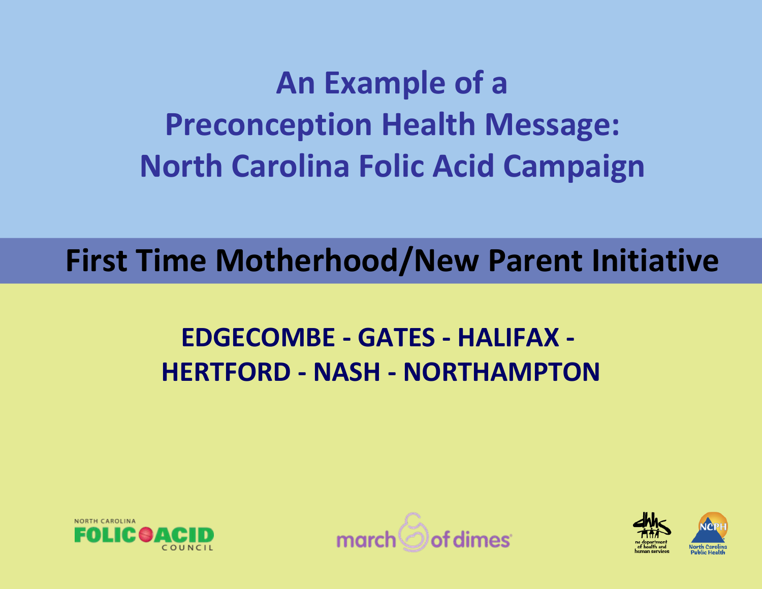# An Example of a Preconception Health Message: North Carolina Folic Acid Campaign

## First Time Motherhood/New Parent Initiative

**EDGECOMBE - GATES - HALIFAX - HERTFORD - NASH - NORTHAMPTON**

NORTH CAROLINA FOLIC ACID COUNCIL

march of dimes

nc department of health and human services

North Carolina Public Health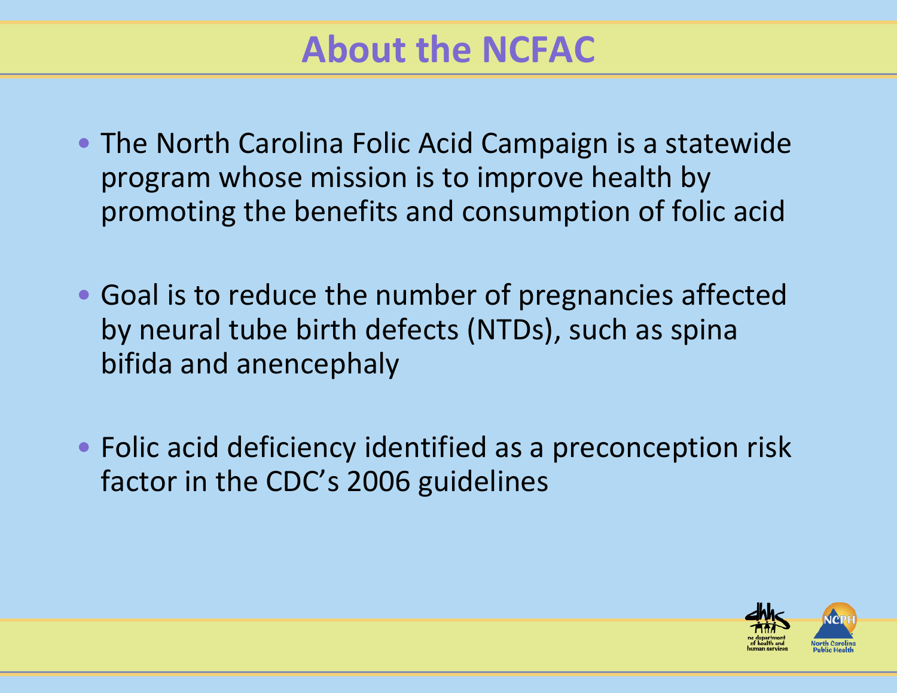# About the NCFAC

- The North Carolina Folic Acid Campaign is a statewide program whose mission is to improve health by promoting the benefits and consumption of folic acid
- Goal is to reduce the number of pregnancies affected by neural tube birth defects (NTDs), such as spina bifida and anencephaly
- Folic acid deficiency identified as a preconception risk factor in the CDC's 2006 guidelines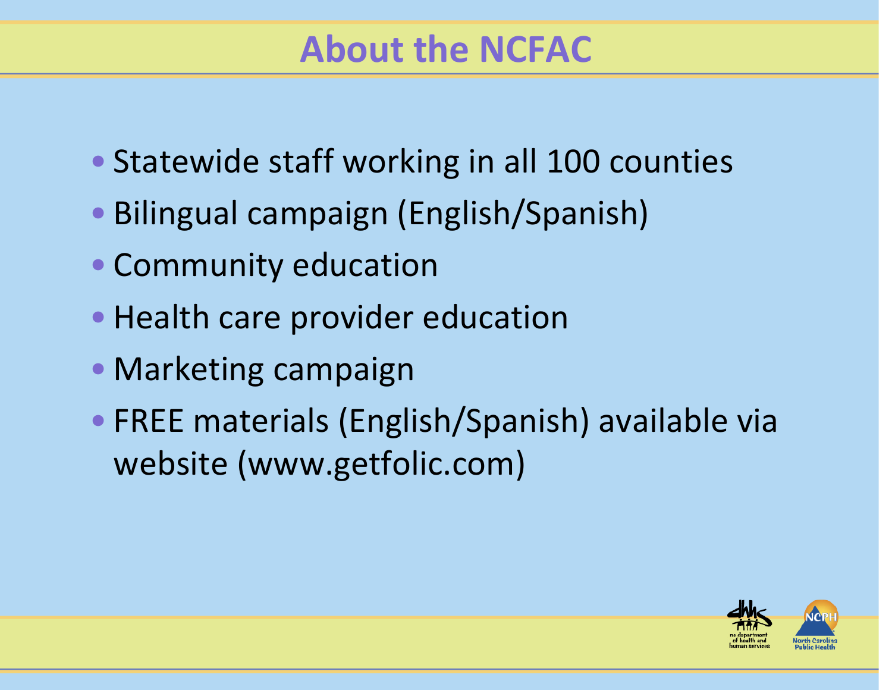# About the NCFAC

- Statewide staff working in all 100 counties
- Bilingual campaign (English/Spanish)
- Community education
- Health care provider education
- Marketing campaign
- FREE materials (English/Spanish) available via website (www.getfolic.com)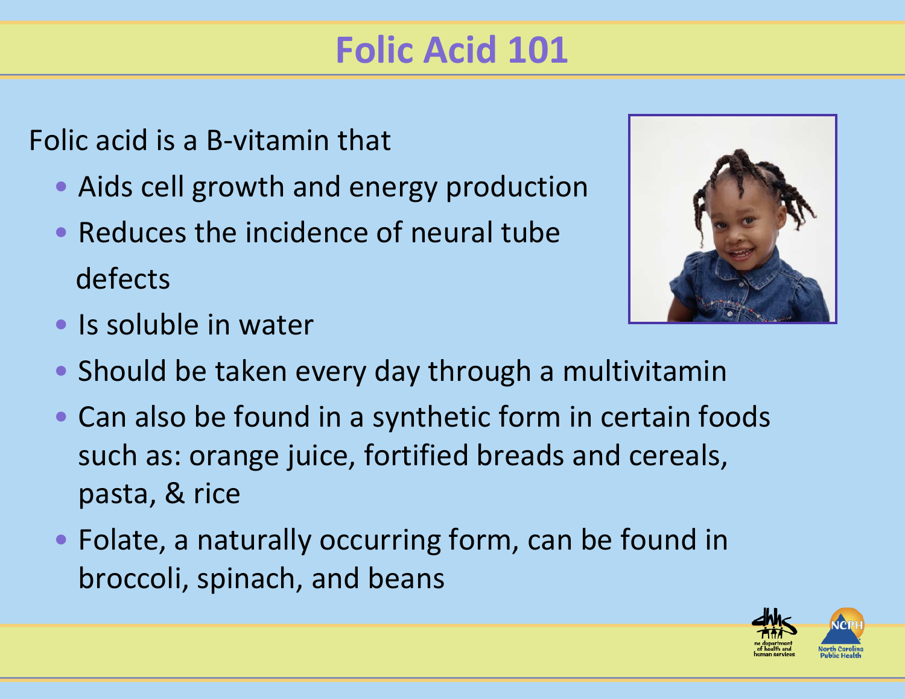# Folic Acid 101

Folic acid is a B-vitamin that

- Aids cell growth and energy production
- Reduces the incidence of neural tube defects
- Is soluble in water
- Should be taken every day through a multivitamin
- Can also be found in a synthetic form in certain foods such as: orange juice, fortified breads and cereals, pasta, & rice
- Folate, a naturally occurring form, can be found in broccoli, spinach, and beans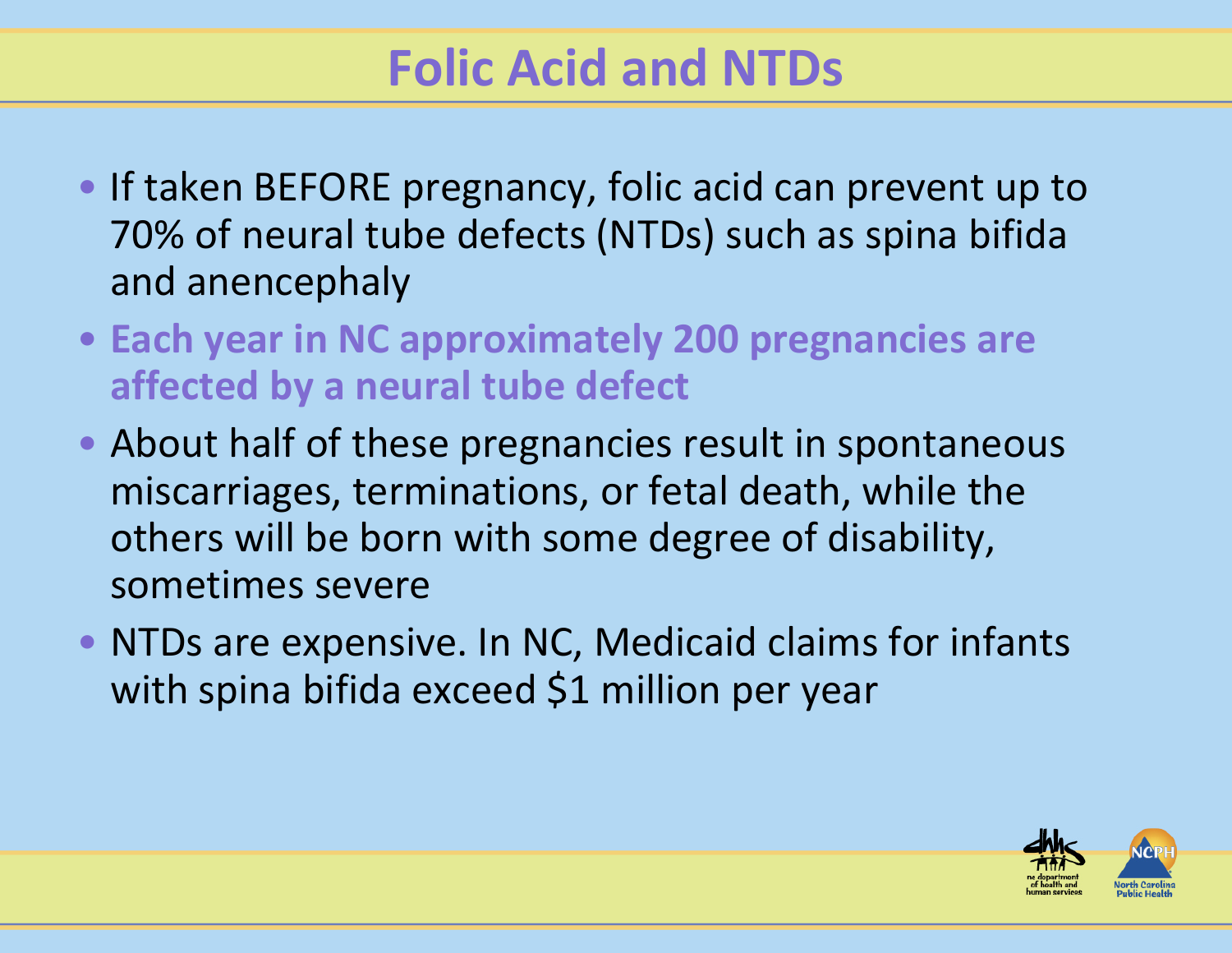# Folic Acid and NTDs

- If taken BEFORE pregnancy, folic acid can prevent up to 70% of neural tube defects (NTDs) such as spina bifida and anencephaly
- **Each year in NC approximately 200 pregnancies are affected by a neural tube defect**
- About half of these pregnancies result in spontaneous miscarriages, terminations, or fetal death, while the others will be born with some degree of disability, sometimes severe
- NTDs are expensive. In NC, Medicaid claims for infants with spina bifida exceed $1 million per year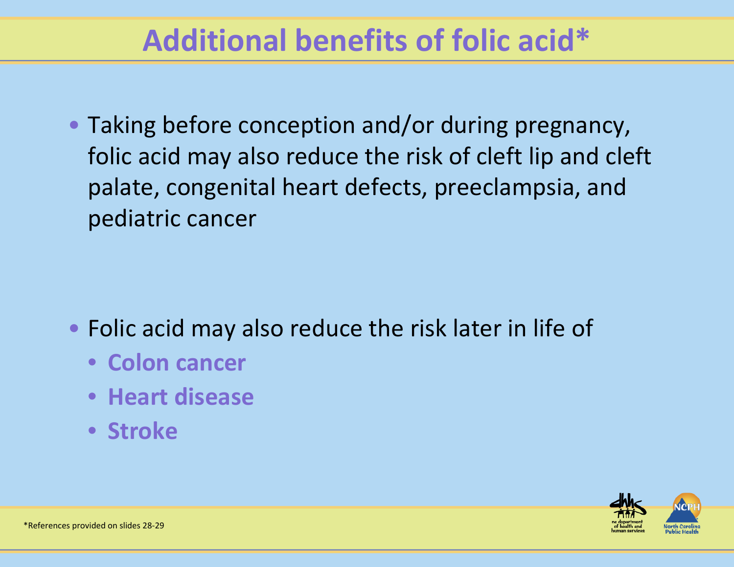# Additional benefits of folic acid*

- Taking before conception and/or during pregnancy, folic acid may also reduce the risk of cleft lip and cleft palate, congenital heart defects, preeclampsia, and pediatric cancer

- Folic acid may also reduce the risk later in life of
  - **Colon cancer**
  - **Heart disease**
  - **Stroke**

*References provided on slides 28-29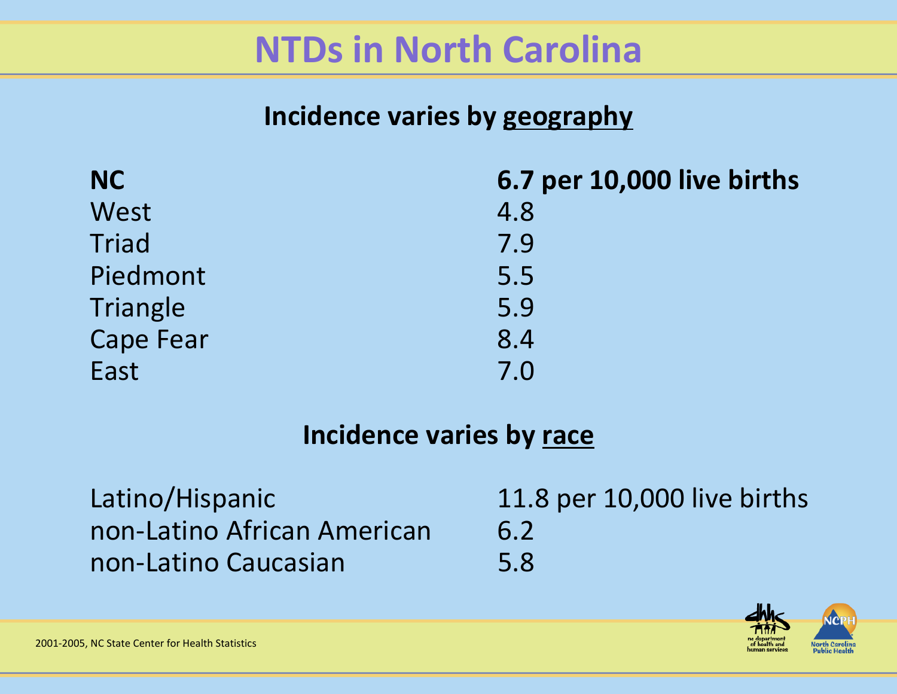# NTDs in North Carolina

## Incidence varies by geography

| | |
|---|---|
| **NC** | **6.7 per 10,000 live births** |
| West | 4.8 |
| Triad | 7.9 |
| Piedmont | 5.5 |
| Triangle | 5.9 |
| Cape Fear | 8.4 |
| East | 7.0 |

## Incidence varies by race

| | |
|---|---|
| Latino/Hispanic | 11.8 per 10,000 live births |
| non-Latino African American | 6.2 |
| non-Latino Caucasian | 5.8 |

2001-2005, NC State Center for Health Statistics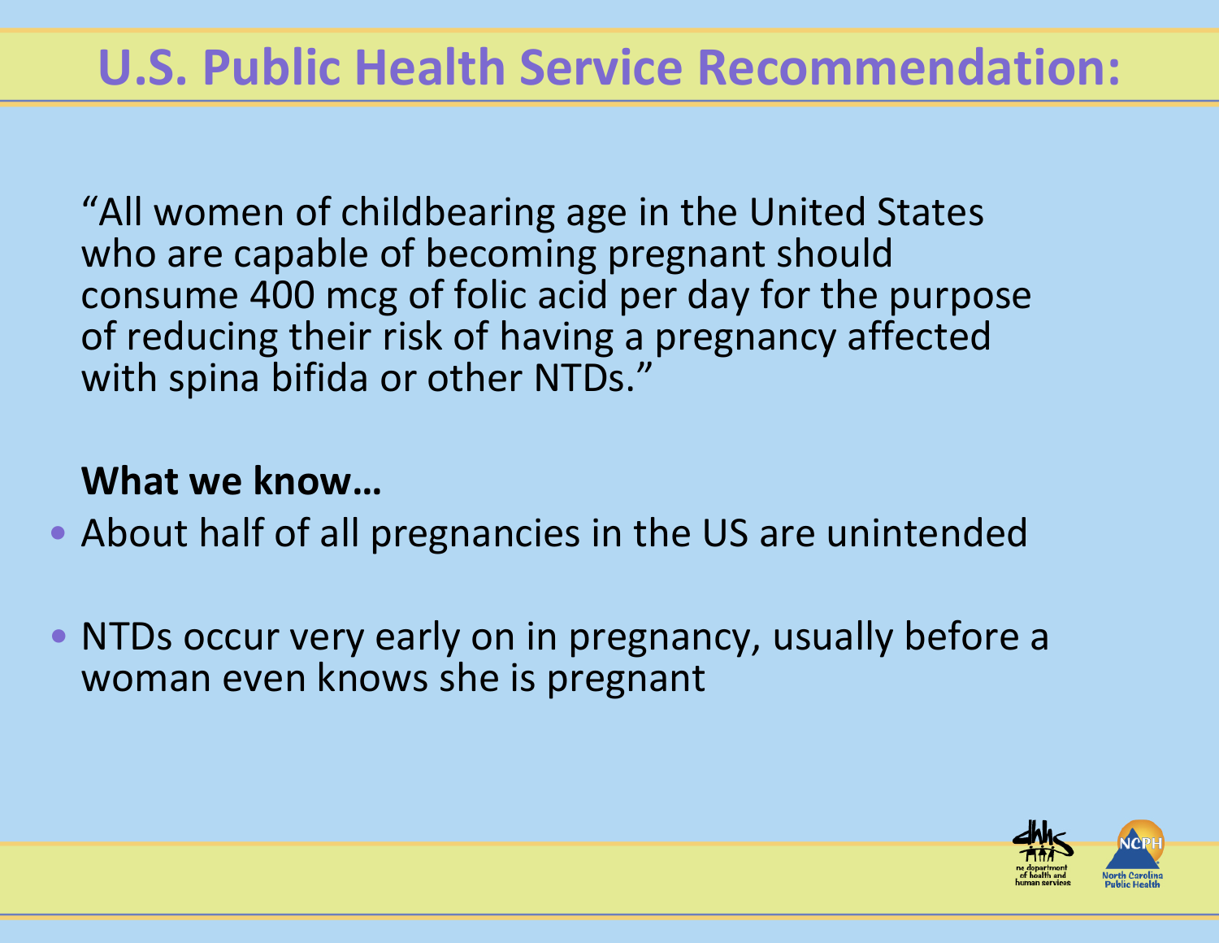# U.S. Public Health Service Recommendation:

"All women of childbearing age in the United States who are capable of becoming pregnant should consume 400 mcg of folic acid per day for the purpose of reducing their risk of having a pregnancy affected with spina bifida or other NTDs."

**What we know…**

- About half of all pregnancies in the US are unintended
- NTDs occur very early on in pregnancy, usually before a woman even knows she is pregnant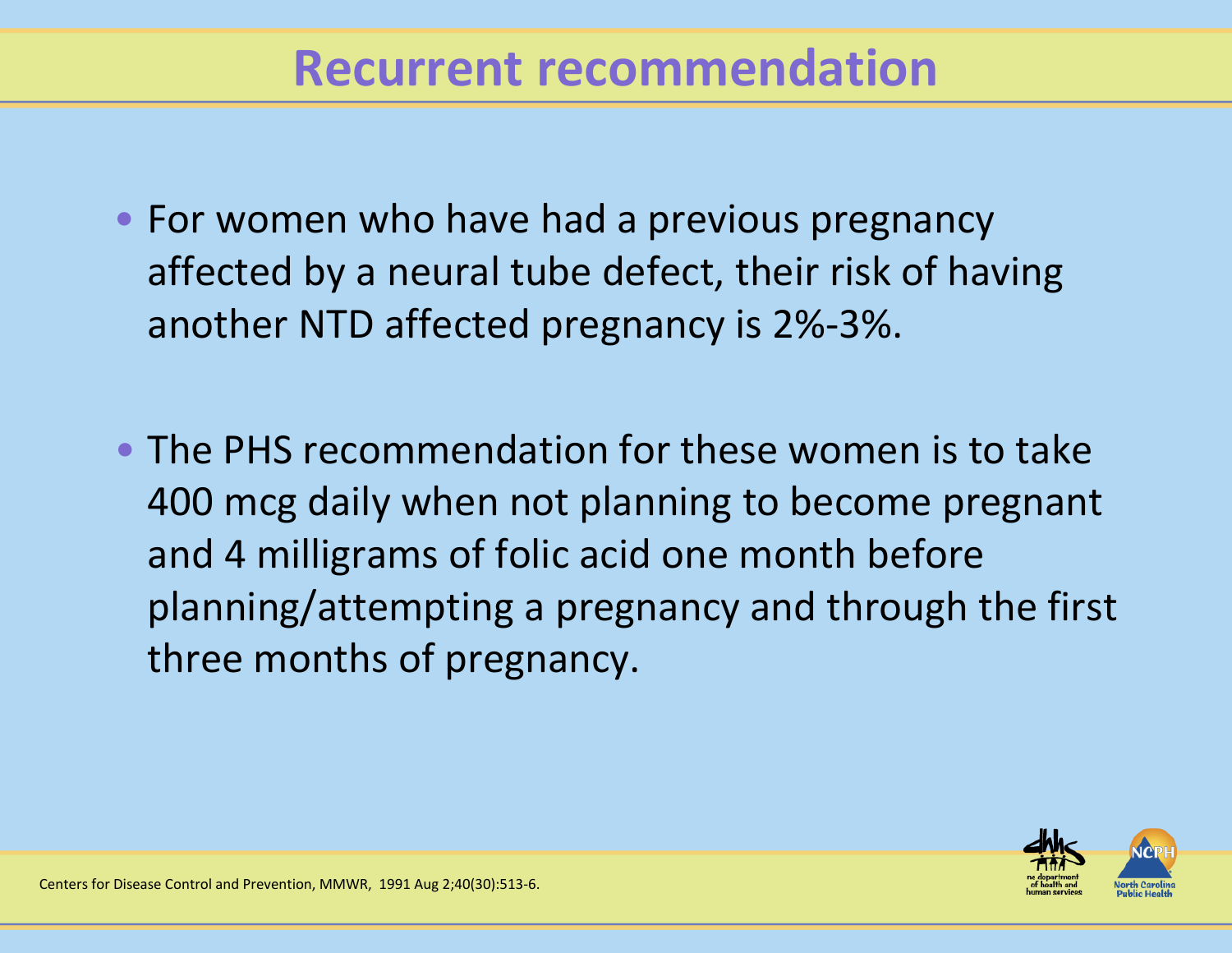# Recurrent recommendation

- For women who have had a previous pregnancy affected by a neural tube defect, their risk of having another NTD affected pregnancy is 2%-3%.

- The PHS recommendation for these women is to take 400 mcg daily when not planning to become pregnant and 4 milligrams of folic acid one month before planning/attempting a pregnancy and through the first three months of pregnancy.

Centers for Disease Control and Prevention, MMWR, 1991 Aug 2;40(30):513-6.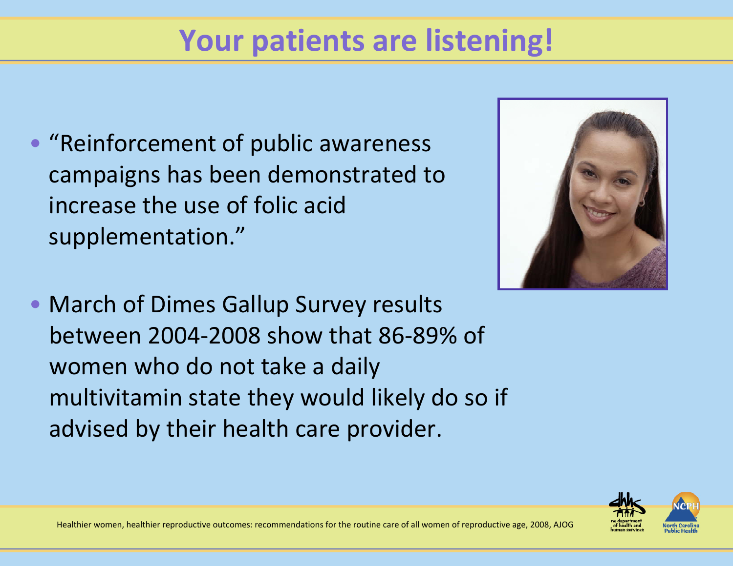# Your patients are listening!

- "Reinforcement of public awareness campaigns has been demonstrated to increase the use of folic acid supplementation."

- March of Dimes Gallup Survey results between 2004-2008 show that 86-89% of women who do not take a daily multivitamin state they would likely do so if advised by their health care provider.

Healthier women, healthier reproductive outcomes: recommendations for the routine care of all women of reproductive age, 2008, AJOG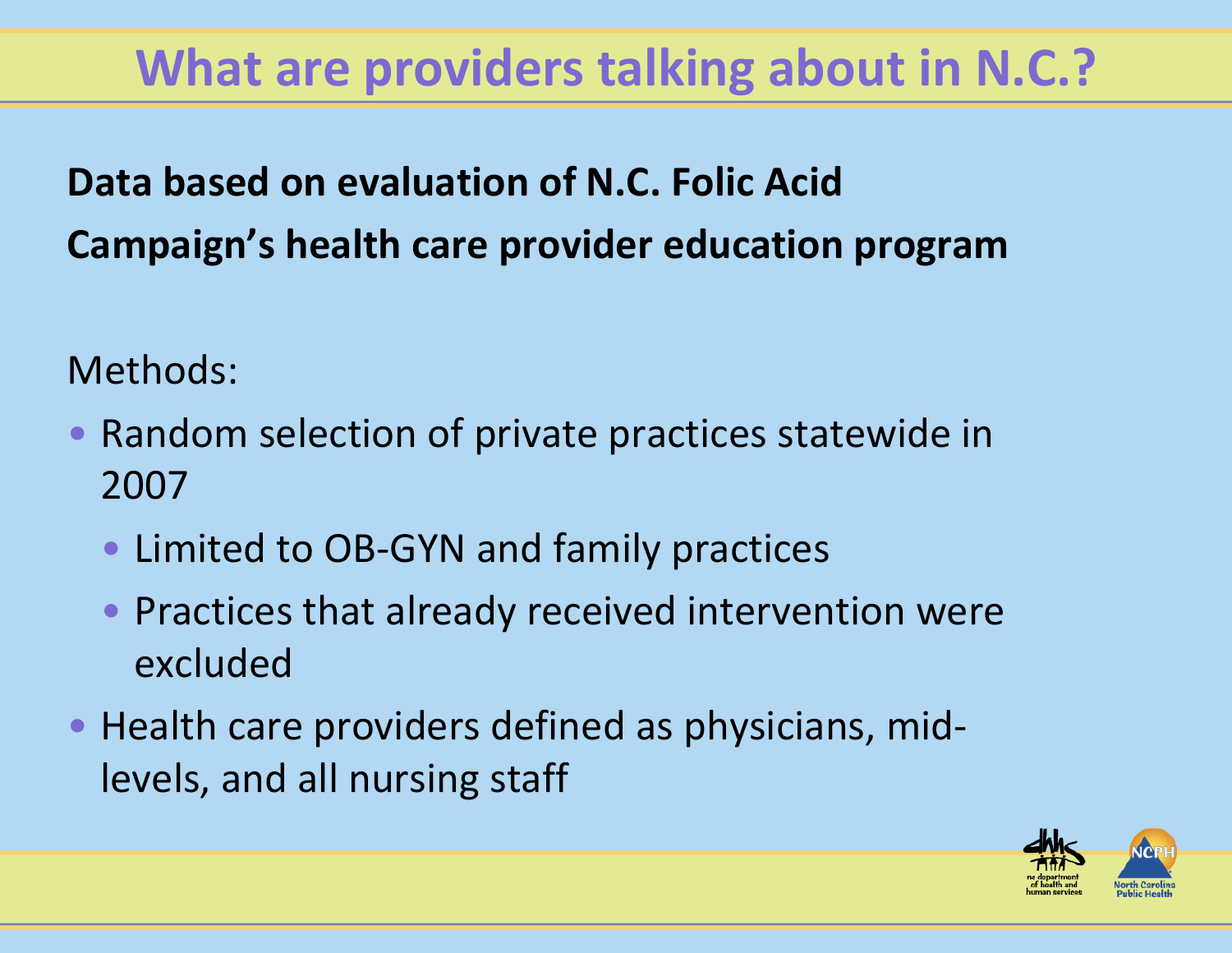# What are providers talking about in N.C.?

**Data based on evaluation of N.C. Folic Acid Campaign's health care provider education program**

Methods:

- Random selection of private practices statewide in 2007
  - Limited to OB-GYN and family practices
  - Practices that already received intervention were excluded
- Health care providers defined as physicians, mid-levels, and all nursing staff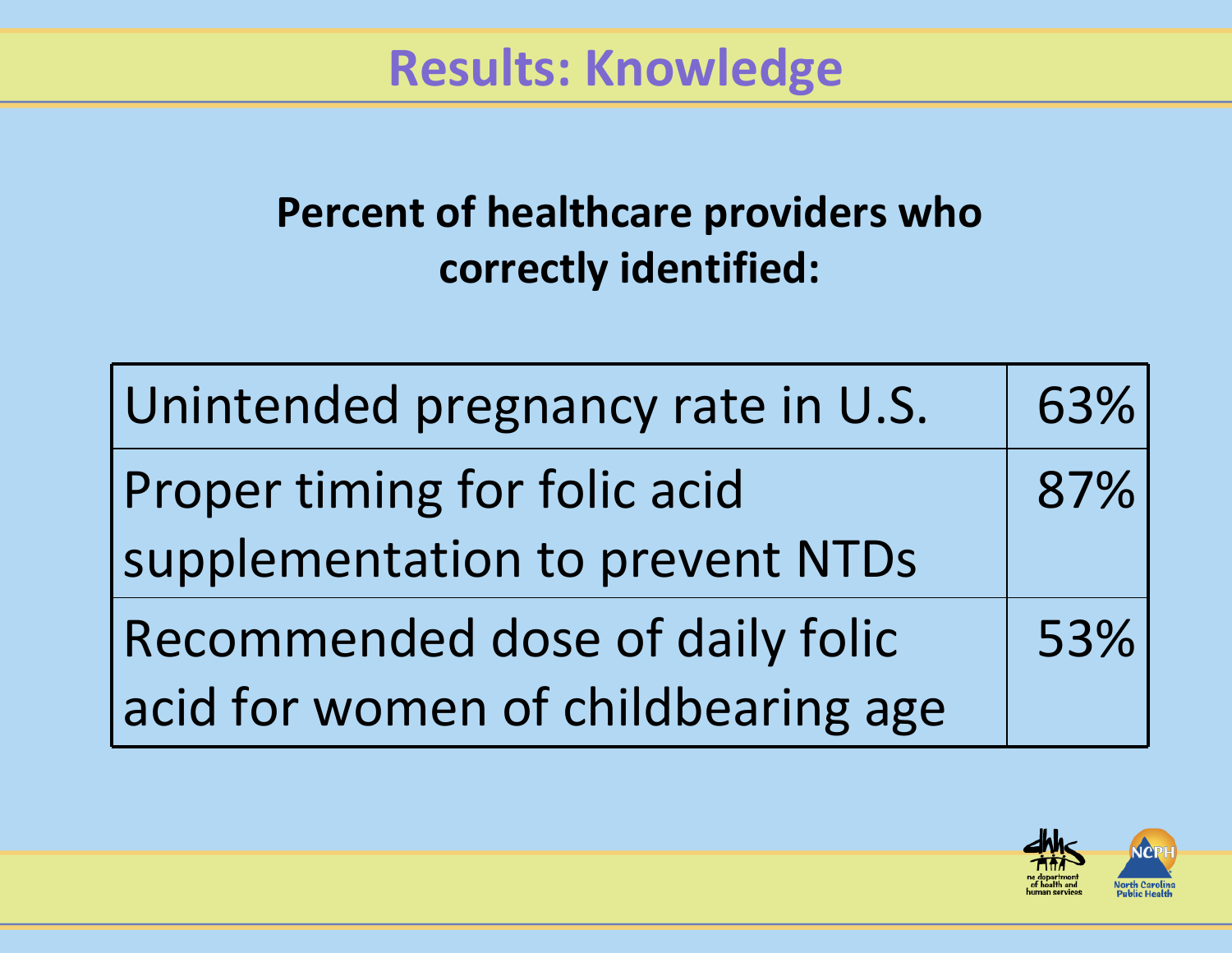# Results: Knowledge

**Percent of healthcare providers who correctly identified:**

| | |
|---|---|
| Unintended pregnancy rate in U.S. | 63% |
| Proper timing for folic acid supplementation to prevent NTDs | 87% |
| Recommended dose of daily folic acid for women of childbearing age | 53% |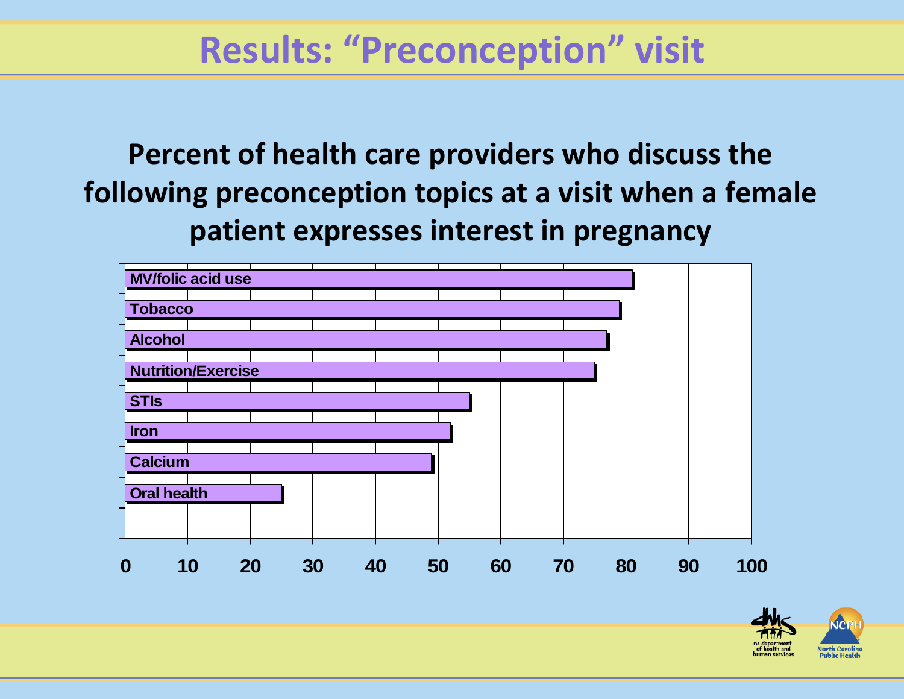# Results: "Preconception" visit

## Percent of health care providers who discuss the following preconception topics at a visit when a female patient expresses interest in pregnancy

| Topic | Percent |
|---|---|
| MV/folic acid use | 81 |
| Tobacco | 79 |
| Alcohol | 77 |
| Nutrition/Exercise | 75 |
| STIs | 55 |
| Iron | 52 |
| Calcium | 49 |
| Oral health | 25 |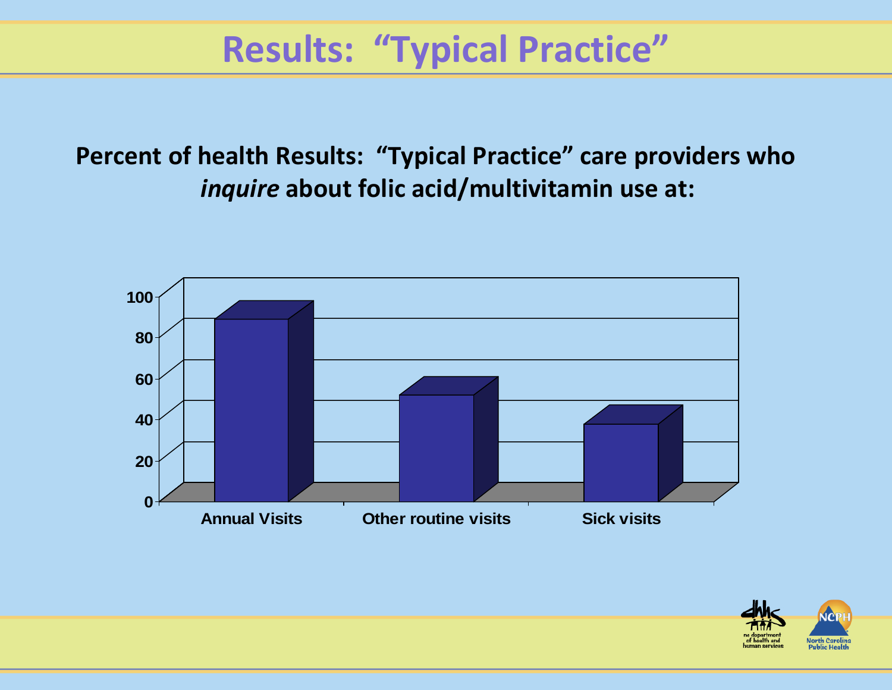# Results: “Typical Practice”

**Percent of health Results: “Typical Practice” care providers who *inquire* about folic acid/multivitamin use at:**

100
80
60
40
20
0

Annual Visits | Other routine visits | Sick visits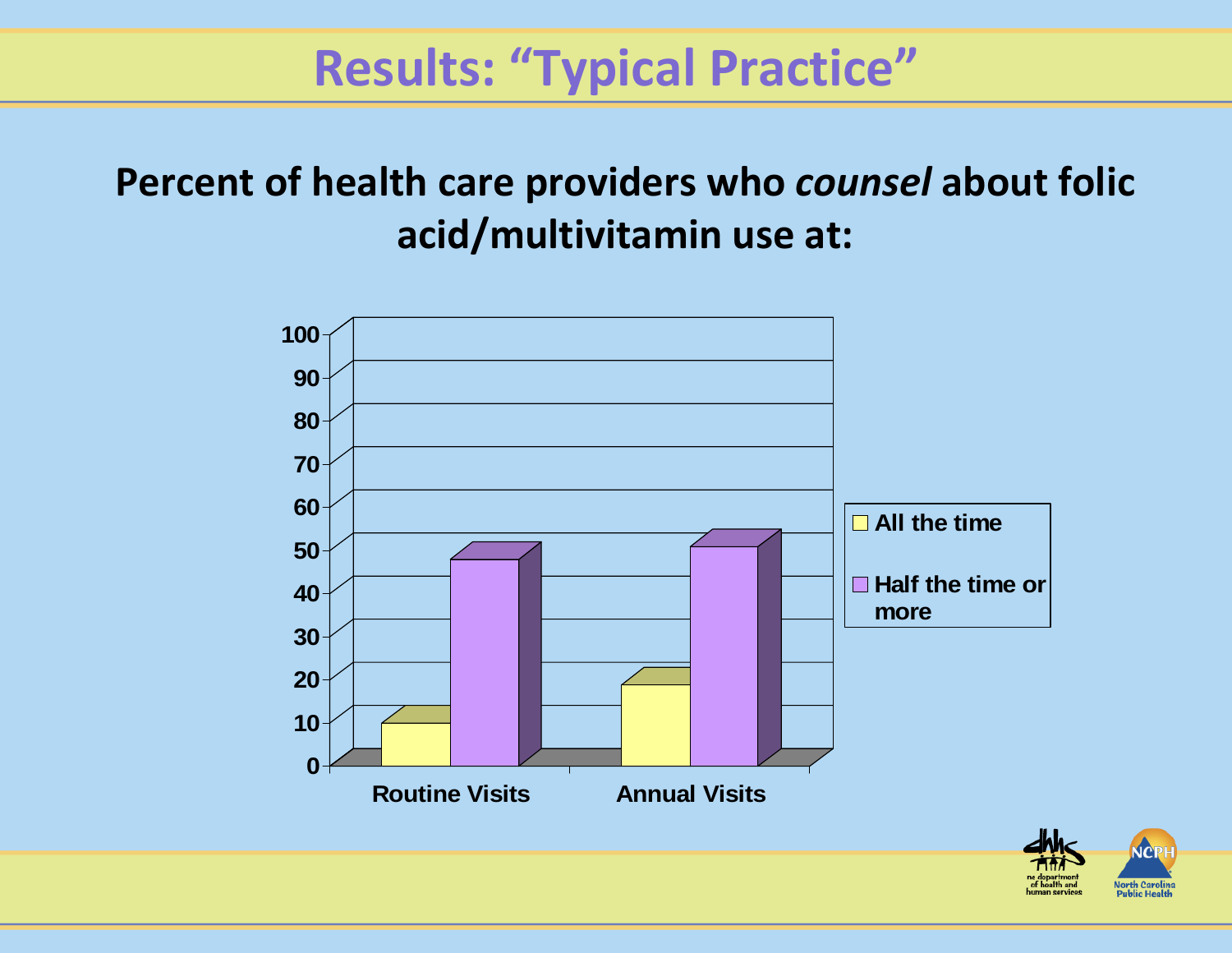# Results: “Typical Practice”

**Percent of health care providers who *counsel* about folic acid/multivitamin use at:**

| | All the time | Half the time or more |
|---|---|---|
| Routine Visits | 9 | 47 |
| Annual Visits | 18 | 50 |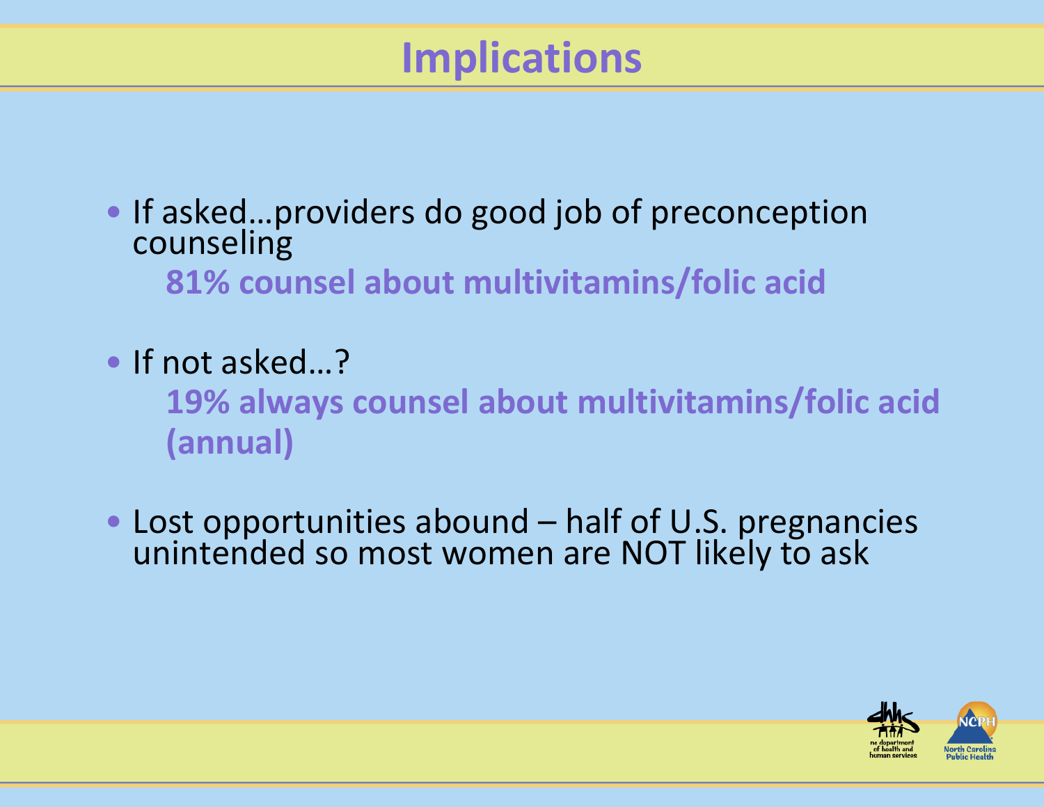# Implications

- If asked…providers do good job of preconception counseling

  **81% counsel about multivitamins/folic acid**

- If not asked…?

  **19% always counsel about multivitamins/folic acid (annual)**

- Lost opportunities abound – half of U.S. pregnancies unintended so most women are NOT likely to ask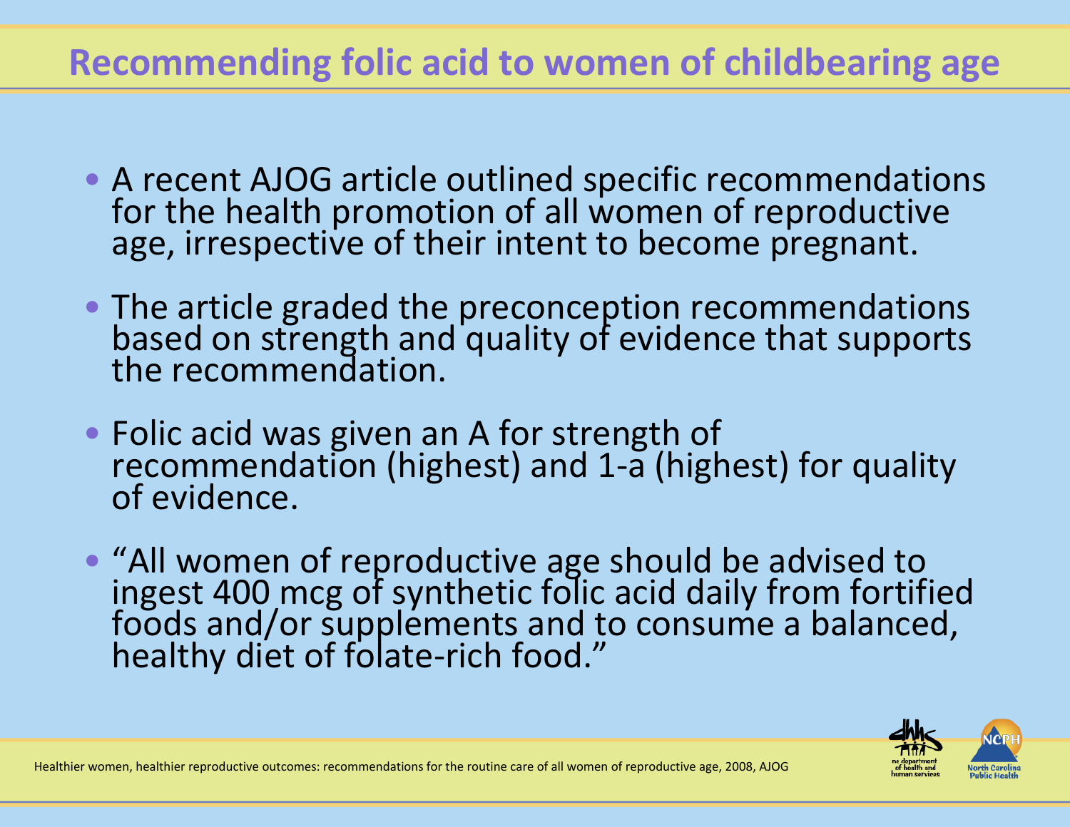# Recommending folic acid to women of childbearing age

- A recent AJOG article outlined specific recommendations for the health promotion of all women of reproductive age, irrespective of their intent to become pregnant.
- The article graded the preconception recommendations based on strength and quality of evidence that supports the recommendation.
- Folic acid was given an A for strength of recommendation (highest) and 1-a (highest) for quality of evidence.
- "All women of reproductive age should be advised to ingest 400 mcg of synthetic folic acid daily from fortified foods and/or supplements and to consume a balanced, healthy diet of folate-rich food."

Healthier women, healthier reproductive outcomes: recommendations for the routine care of all women of reproductive age, 2008, AJOG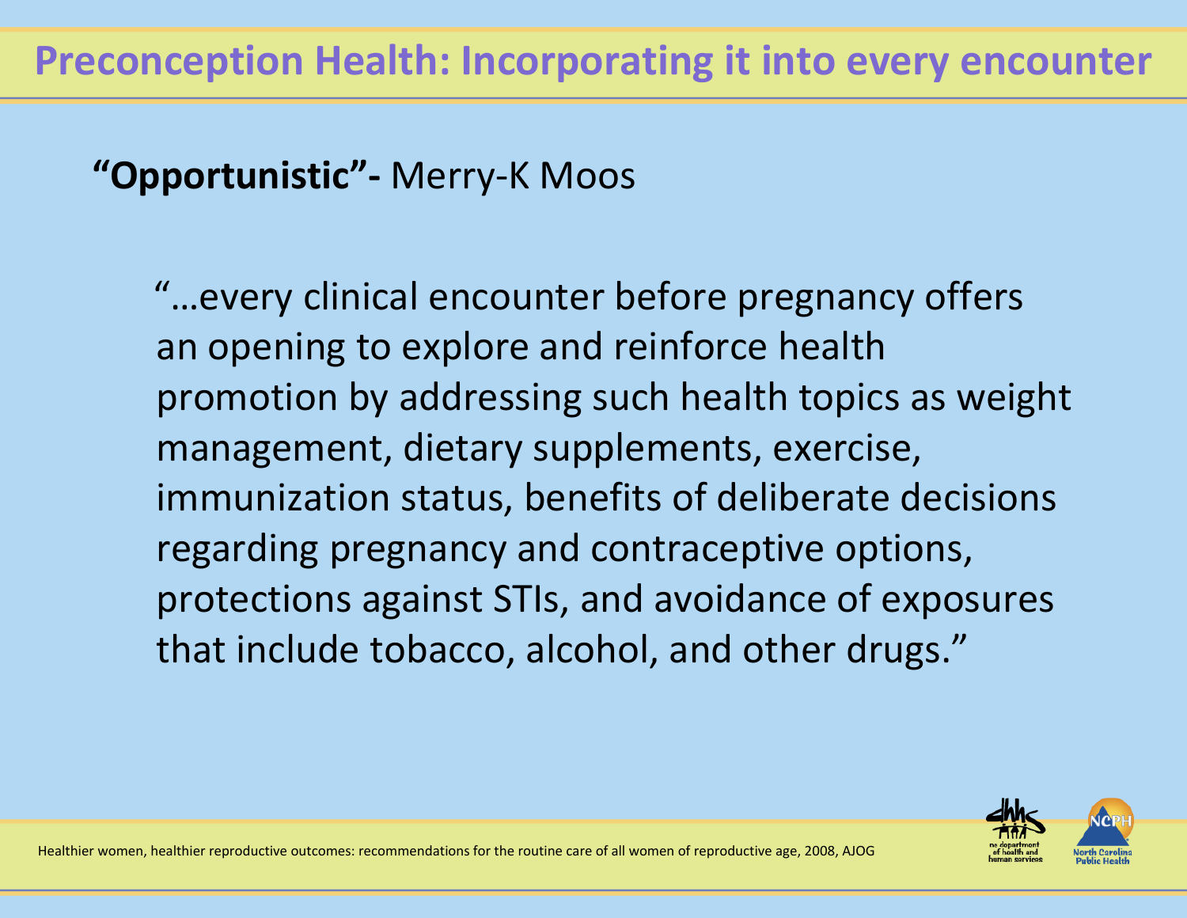# Preconception Health: Incorporating it into every encounter

**"Opportunistic"-** Merry-K Moos

> "…every clinical encounter before pregnancy offers an opening to explore and reinforce health promotion by addressing such health topics as weight management, dietary supplements, exercise, immunization status, benefits of deliberate decisions regarding pregnancy and contraceptive options, protections against STIs, and avoidance of exposures that include tobacco, alcohol, and other drugs."

Healthier women, healthier reproductive outcomes: recommendations for the routine care of all women of reproductive age, 2008, AJOG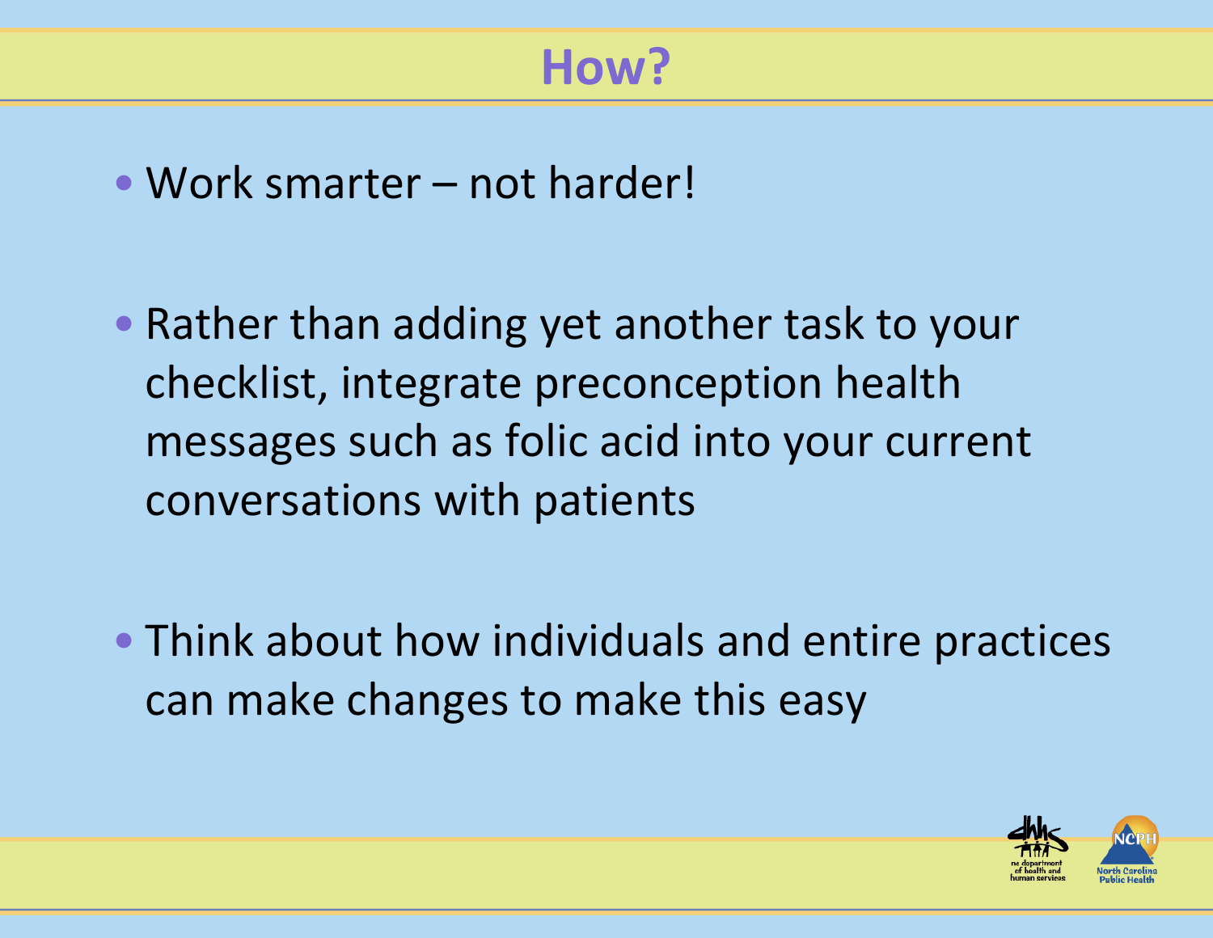# How?

- Work smarter – not harder!
- Rather than adding yet another task to your checklist, integrate preconception health messages such as folic acid into your current conversations with patients
- Think about how individuals and entire practices can make changes to make this easy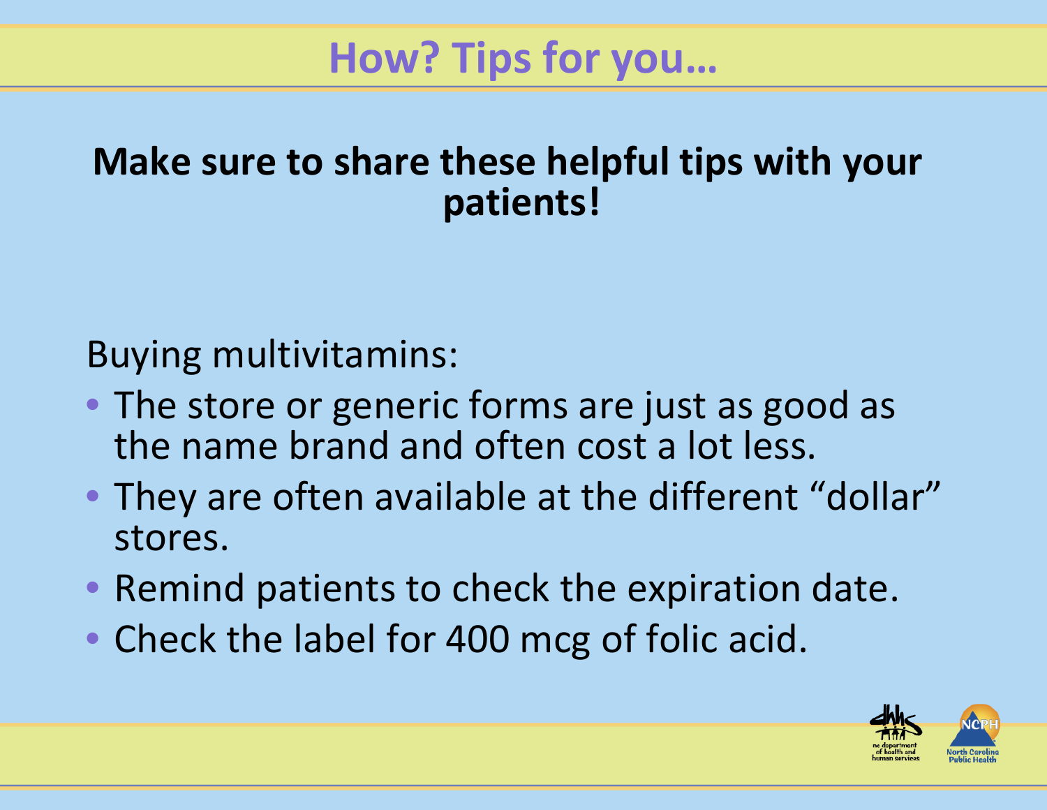# How? Tips for you…

**Make sure to share these helpful tips with your patients!**

Buying multivitamins:

- The store or generic forms are just as good as the name brand and often cost a lot less.
- They are often available at the different "dollar" stores.
- Remind patients to check the expiration date.
- Check the label for 400 mcg of folic acid.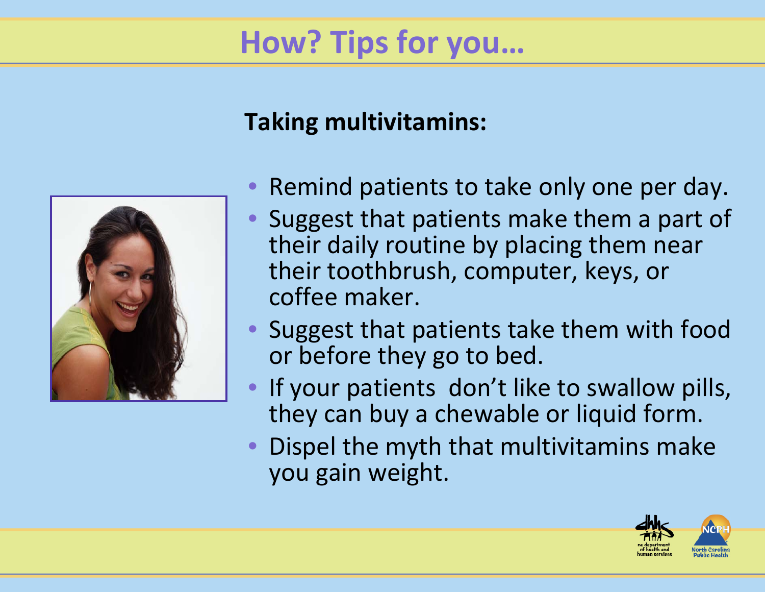# How? Tips for you…

**Taking multivitamins:**

- Remind patients to take only one per day.
- Suggest that patients make them a part of their daily routine by placing them near their toothbrush, computer, keys, or coffee maker.
- Suggest that patients take them with food or before they go to bed.
- If your patients don't like to swallow pills, they can buy a chewable or liquid form.
- Dispel the myth that multivitamins make you gain weight.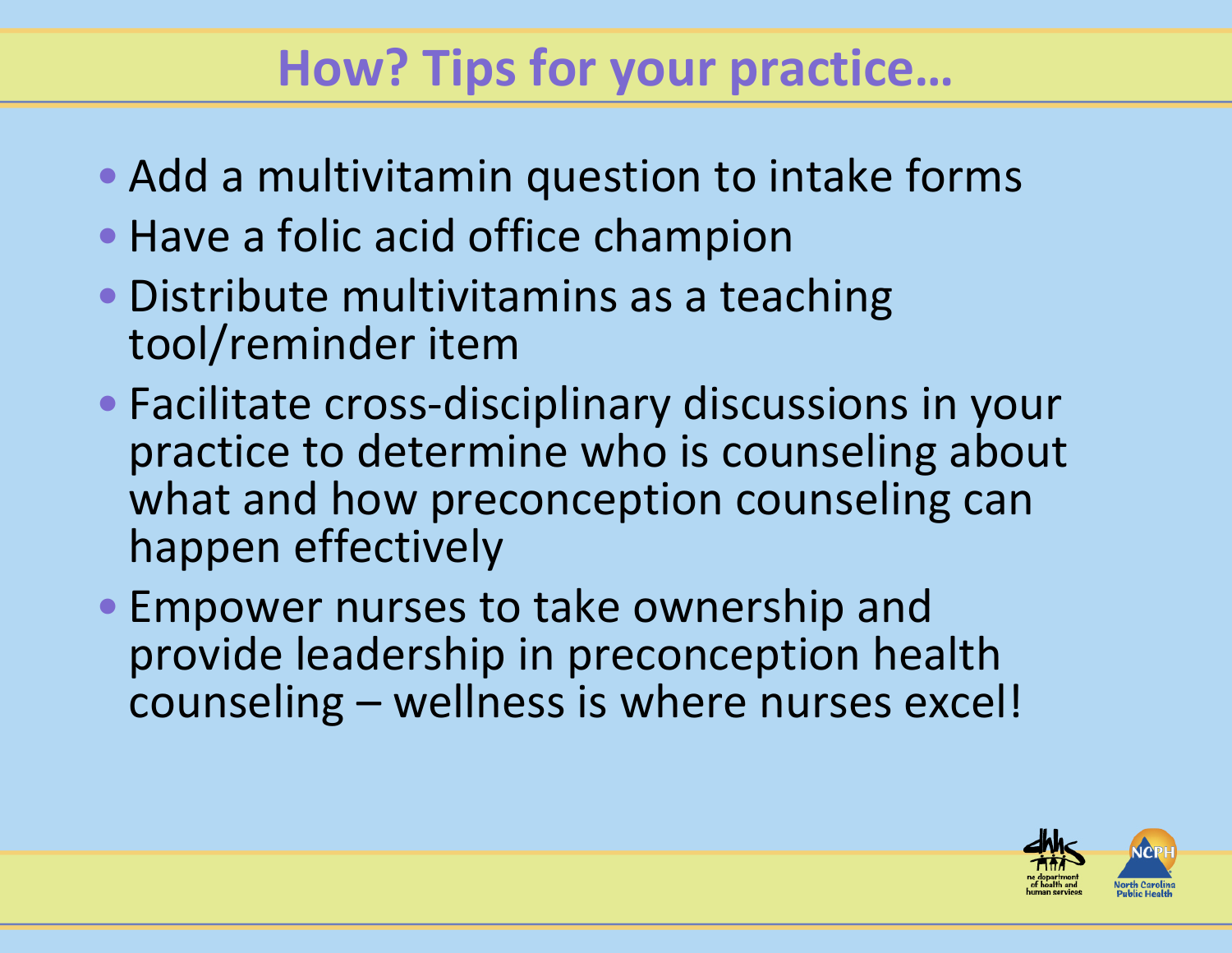# How? Tips for your practice…

- Add a multivitamin question to intake forms
- Have a folic acid office champion
- Distribute multivitamins as a teaching tool/reminder item
- Facilitate cross-disciplinary discussions in your practice to determine who is counseling about what and how preconception counseling can happen effectively
- Empower nurses to take ownership and provide leadership in preconception health counseling – wellness is where nurses excel!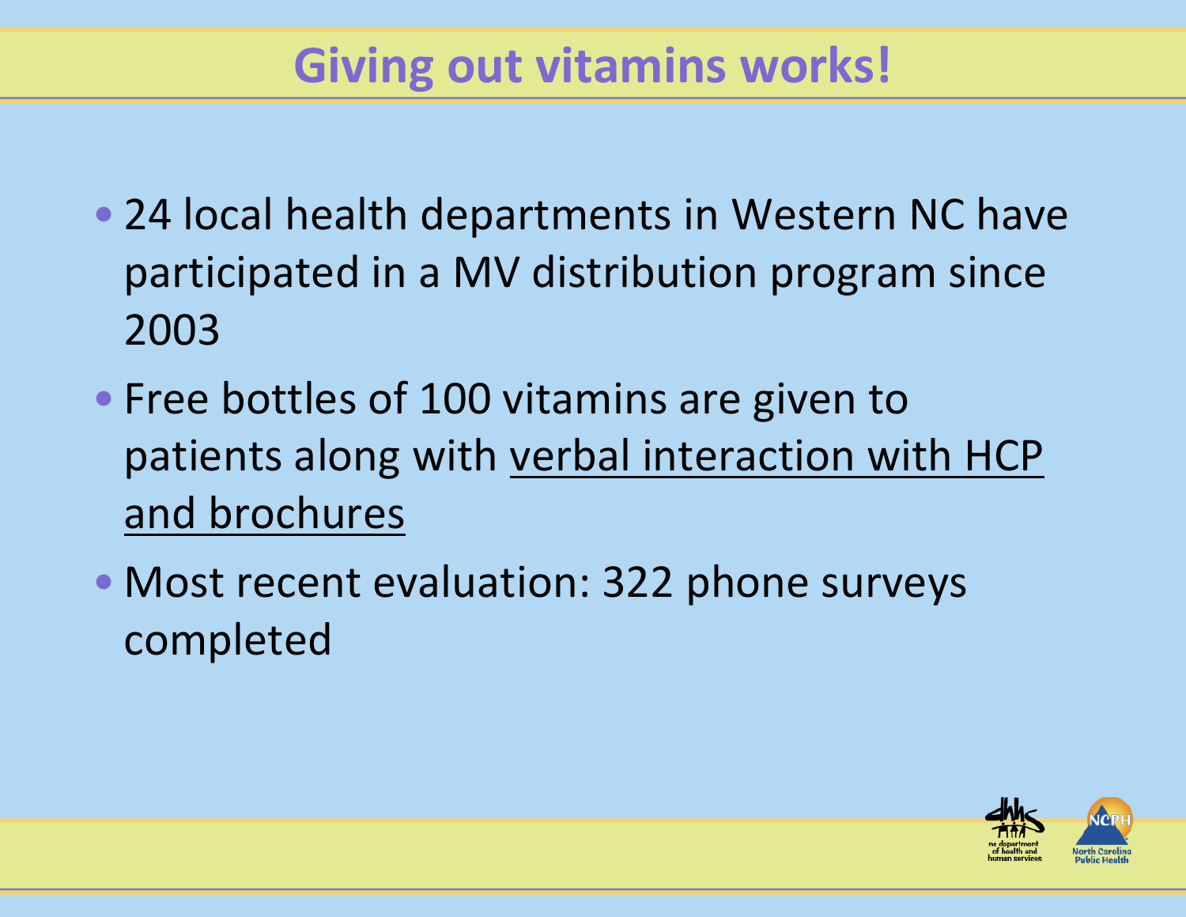# Giving out vitamins works!

- 24 local health departments in Western NC have participated in a MV distribution program since 2003
- Free bottles of 100 vitamins are given to patients along with <u>verbal interaction with HCP and brochures</u>
- Most recent evaluation: 322 phone surveys completed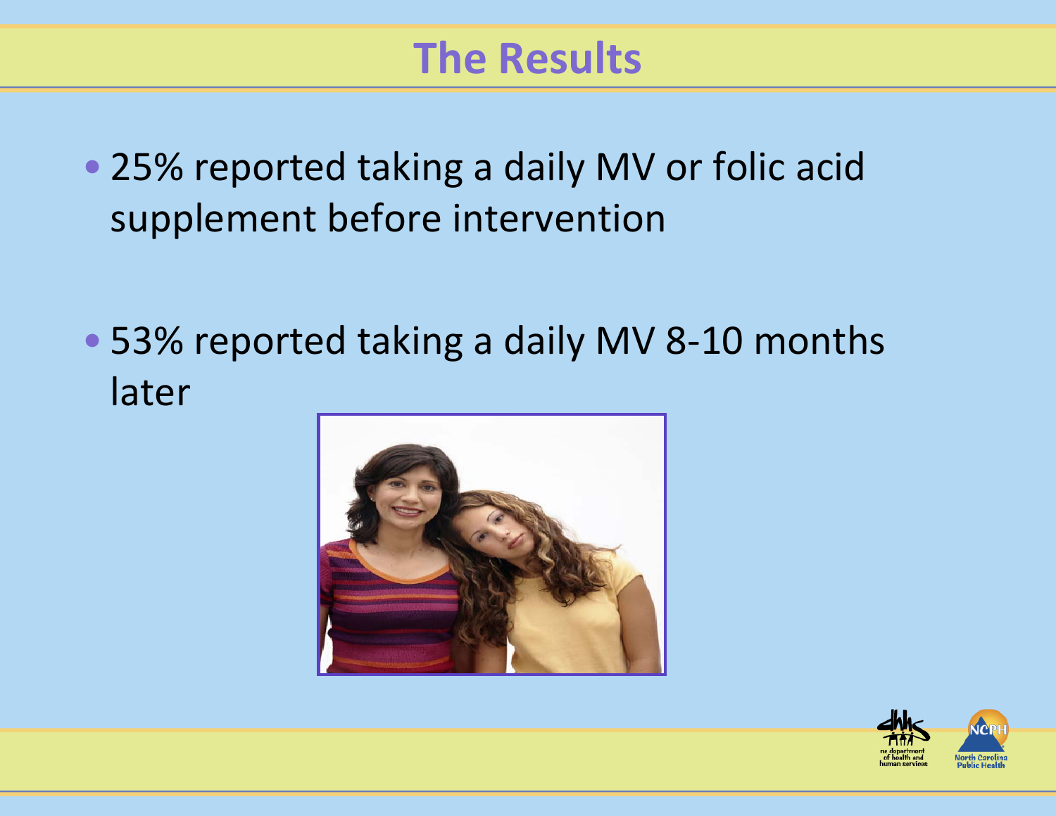# The Results

- 25% reported taking a daily MV or folic acid supplement before intervention
- 53% reported taking a daily MV 8-10 months later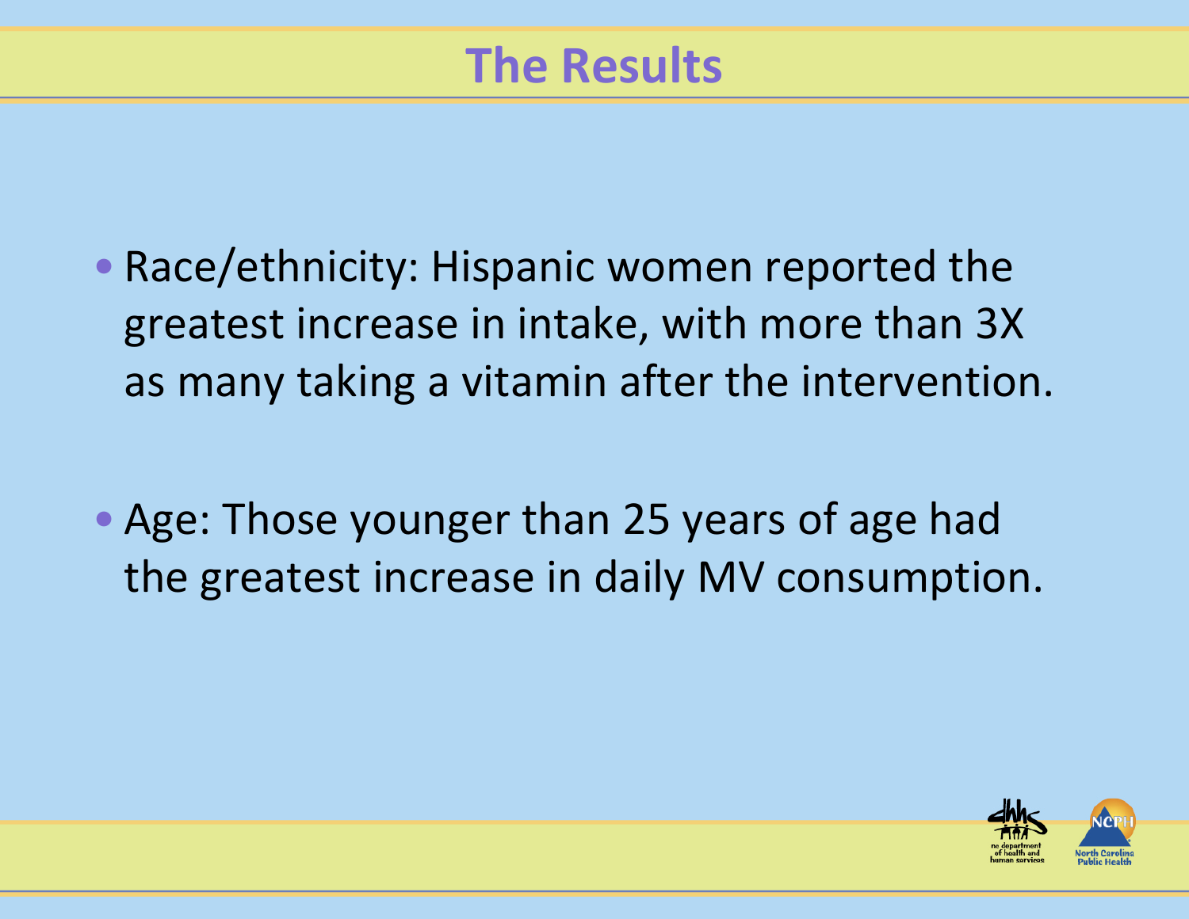# The Results

- Race/ethnicity: Hispanic women reported the greatest increase in intake, with more than 3X as many taking a vitamin after the intervention.
- Age: Those younger than 25 years of age had the greatest increase in daily MV consumption.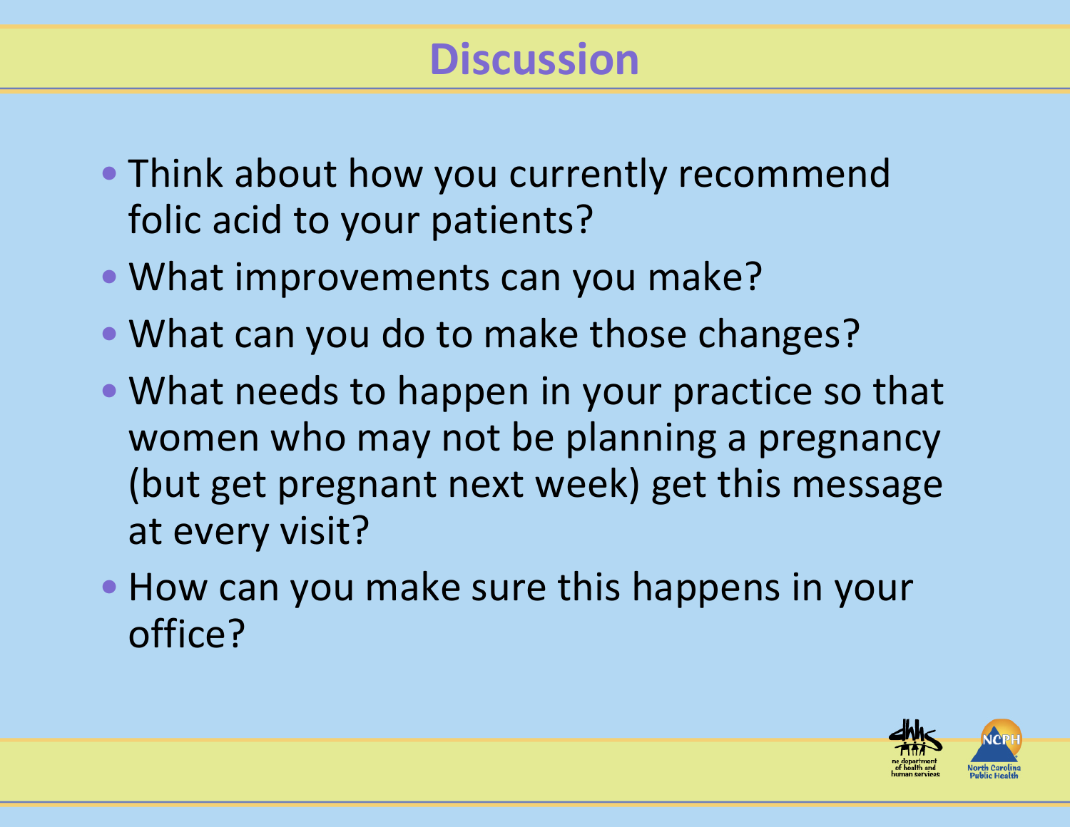# Discussion

- Think about how you currently recommend folic acid to your patients?
- What improvements can you make?
- What can you do to make those changes?
- What needs to happen in your practice so that women who may not be planning a pregnancy (but get pregnant next week) get this message at every visit?
- How can you make sure this happens in your office?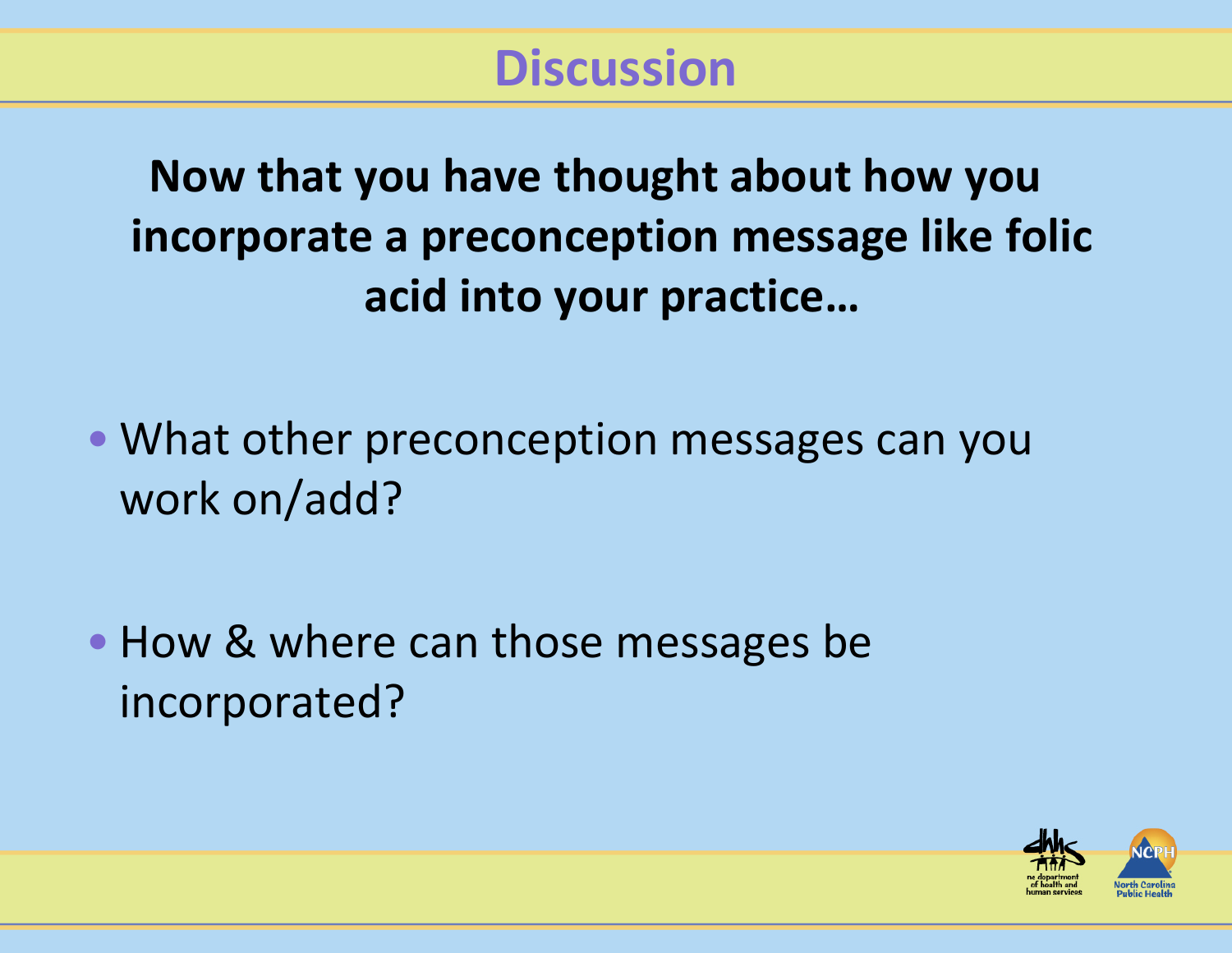# Discussion

**Now that you have thought about how you incorporate a preconception message like folic acid into your practice…**

- What other preconception messages can you work on/add?
- How & where can those messages be incorporated?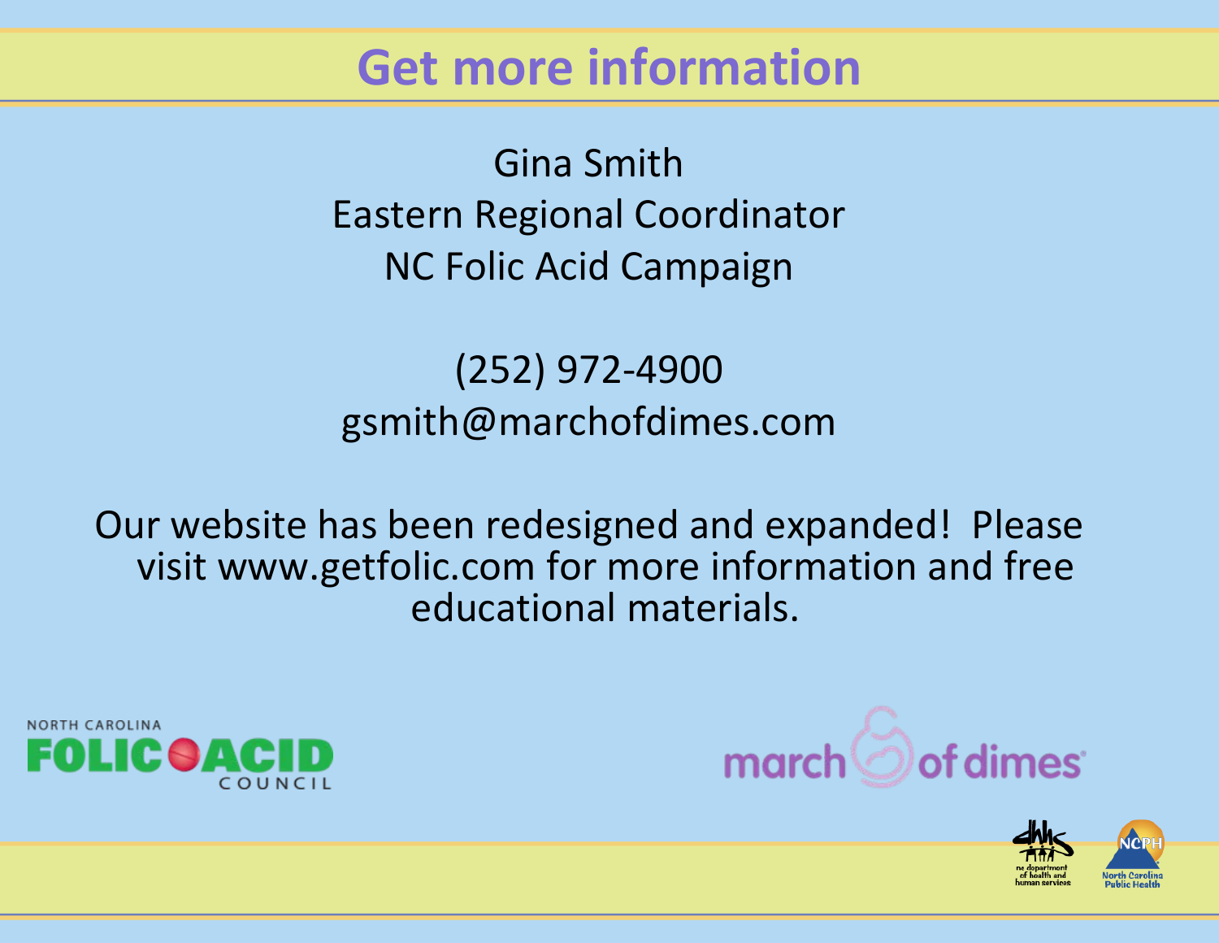# Get more information

Gina Smith
Eastern Regional Coordinator
NC Folic Acid Campaign

(252) 972-4900
gsmith@marchofdimes.com

Our website has been redesigned and expanded! Please visit www.getfolic.com for more information and free educational materials.

NORTH CAROLINA FOLIC ACID COUNCIL

march of dimes

nc department of health and human services

NCPH North Carolina Public Health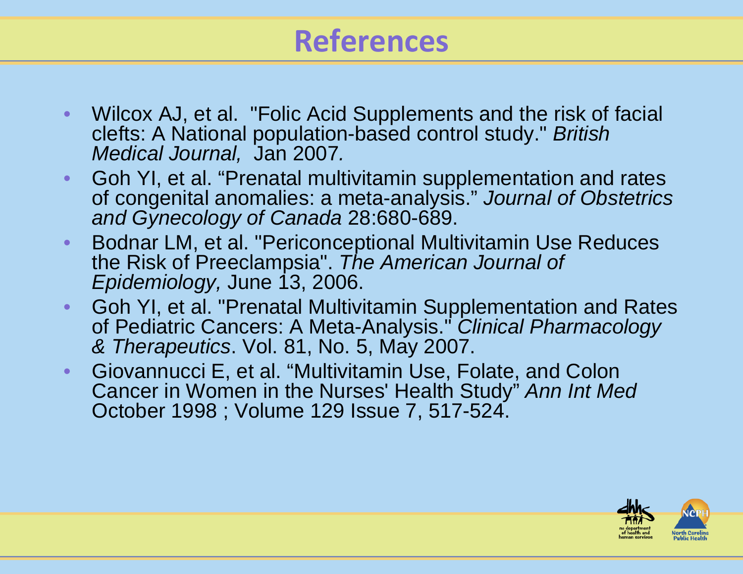# References

- Wilcox AJ, et al. "Folic Acid Supplements and the risk of facial clefts: A National population-based control study." *British Medical Journal,* Jan 2007*.*
- Goh YI, et al. "Prenatal multivitamin supplementation and rates of congenital anomalies: a meta-analysis." *Journal of Obstetrics and Gynecology of Canada* 28:680-689.
- Bodnar LM, et al. "Periconceptional Multivitamin Use Reduces the Risk of Preeclampsia". *The American Journal of Epidemiology,* June 13, 2006.
- Goh YI, et al. "Prenatal Multivitamin Supplementation and Rates of Pediatric Cancers: A Meta-Analysis." *Clinical Pharmacology & Therapeutics*. Vol. 81, No. 5, May 2007.
- Giovannucci E, et al. "Multivitamin Use, Folate, and Colon Cancer in Women in the Nurses' Health Study" *Ann Int Med* October 1998 ; Volume 129 Issue 7, 517-524.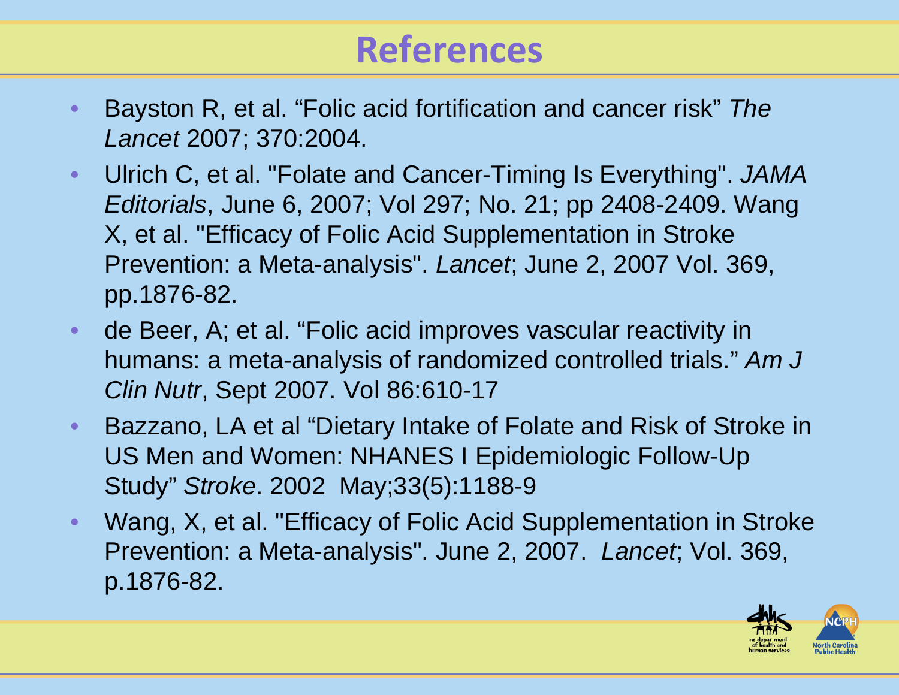# References

- Bayston R, et al. “Folic acid fortification and cancer risk” *The Lancet* 2007; 370:2004.
- Ulrich C, et al. "Folate and Cancer-Timing Is Everything". *JAMA Editorials*, June 6, 2007; Vol 297; No. 21; pp 2408-2409. Wang X, et al. "Efficacy of Folic Acid Supplementation in Stroke Prevention: a Meta-analysis". *Lancet*; June 2, 2007 Vol. 369, pp.1876-82.
- de Beer, A; et al. “Folic acid improves vascular reactivity in humans: a meta-analysis of randomized controlled trials.” *Am J Clin Nutr*, Sept 2007. Vol 86:610-17
- Bazzano, LA et al “Dietary Intake of Folate and Risk of Stroke in US Men and Women: NHANES I Epidemiologic Follow-Up Study” *Stroke*. 2002 May;33(5):1188-9
- Wang, X, et al. "Efficacy of Folic Acid Supplementation in Stroke Prevention: a Meta-analysis". June 2, 2007. *Lancet*; Vol. 369, p.1876-82.